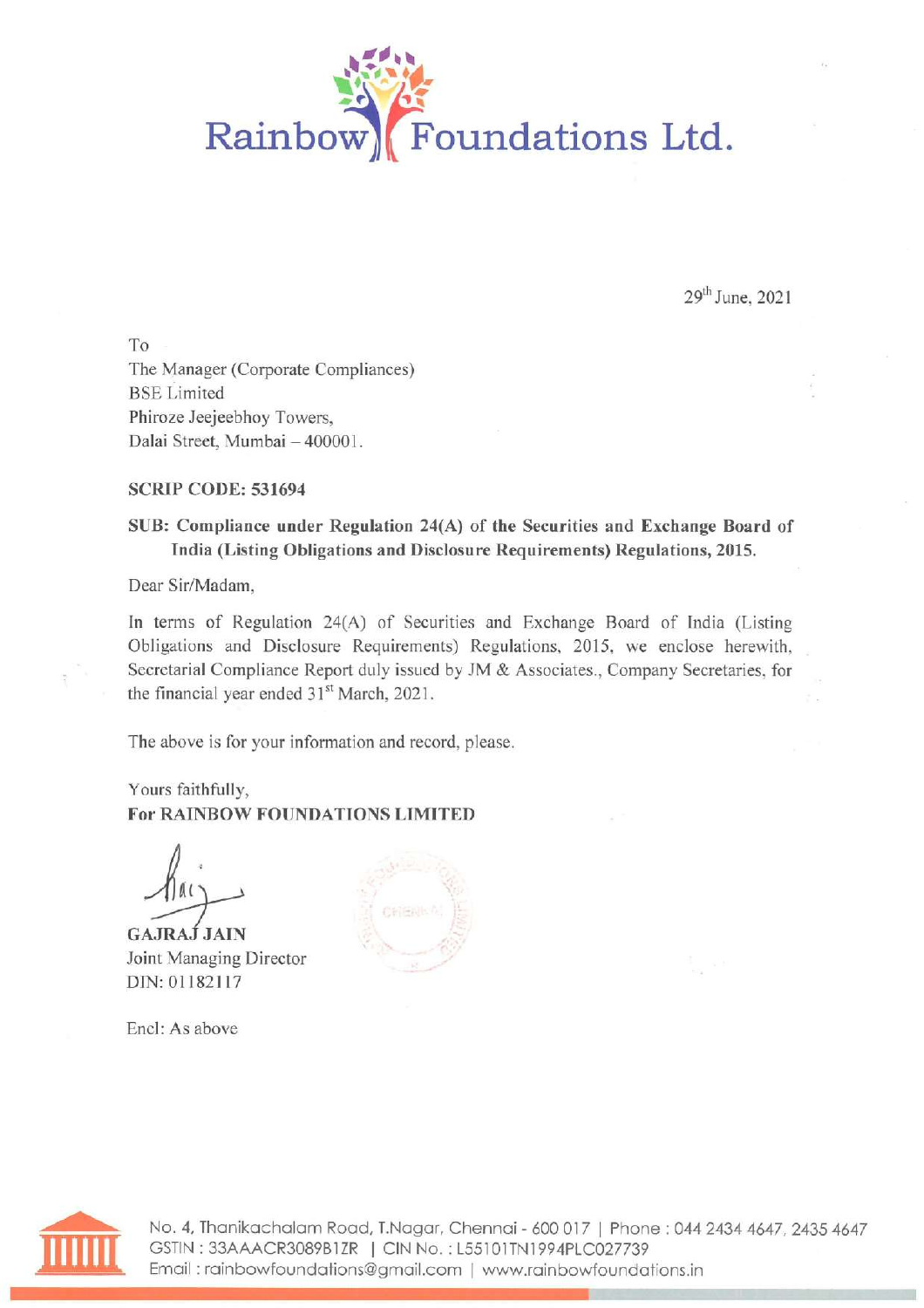# Rainbow Foundations Ltd.

29th June, 2021

To
The Manager (Corporate Compliances)
BSE Limited
Phiroze Jeejeebhoy Towers,
Dalal Street, Mumbai – 400001.

**SCRIP CODE: 531694**

**SUB: Compliance under Regulation 24(A) of the Securities and Exchange Board of India (Listing Obligations and Disclosure Requirements) Regulations, 2015.**

Dear Sir/Madam,

In terms of Regulation 24(A) of Securities and Exchange Board of India (Listing Obligations and Disclosure Requirements) Regulations, 2015, we enclose herewith, Secretarial Compliance Report duly issued by JM & Associates., Company Secretaries, for the financial year ended 31st March, 2021.

The above is for your information and record, please.

Yours faithfully,
**For RAINBOW FOUNDATIONS LIMITED**

**GAJRAJ JAIN**
Joint Managing Director
DIN: 01182117

Encl: As above

No. 4, Thanikachalam Road, T.Nagar, Chennai - 600 017 | Phone : 044 2434 4647, 2435 4647
GSTIN : 33AAACR3089B1ZR | CIN No. : L55101TN1994PLC027739
Email : rainbowfoundations@gmail.com | www.rainbowfoundations.in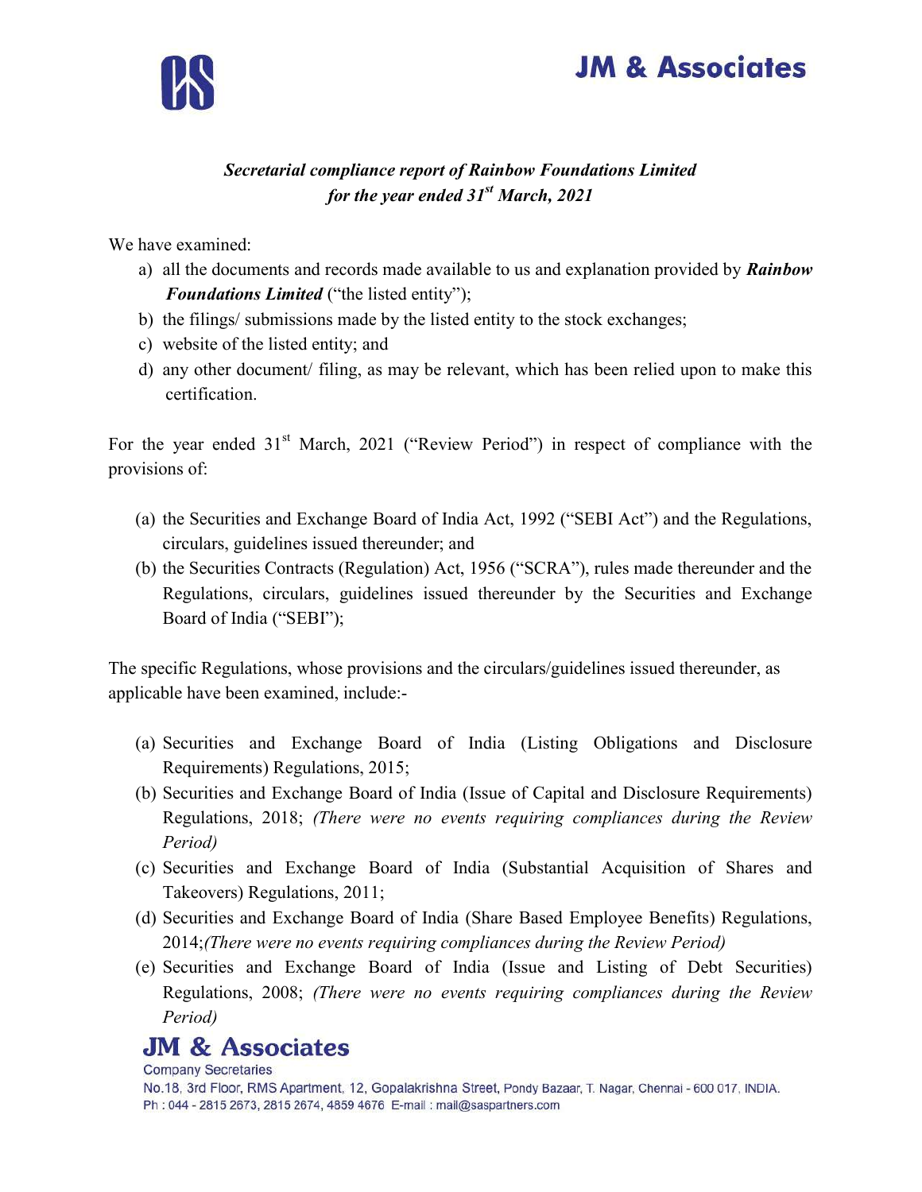*Secretarial compliance report of Rainbow Foundations Limited*
*for the year ended 31st March, 2021*

We have examined:

a) all the documents and records made available to us and explanation provided by ***Rainbow Foundations Limited*** ("the listed entity");
b) the filings/ submissions made by the listed entity to the stock exchanges;
c) website of the listed entity; and
d) any other document/ filing, as may be relevant, which has been relied upon to make this certification.

For the year ended 31st March, 2021 ("Review Period") in respect of compliance with the provisions of:

(a) the Securities and Exchange Board of India Act, 1992 ("SEBI Act") and the Regulations, circulars, guidelines issued thereunder; and
(b) the Securities Contracts (Regulation) Act, 1956 ("SCRA"), rules made thereunder and the Regulations, circulars, guidelines issued thereunder by the Securities and Exchange Board of India ("SEBI");

The specific Regulations, whose provisions and the circulars/guidelines issued thereunder, as applicable have been examined, include:-

(a) Securities and Exchange Board of India (Listing Obligations and Disclosure Requirements) Regulations, 2015;
(b) Securities and Exchange Board of India (Issue of Capital and Disclosure Requirements) Regulations, 2018; *(There were no events requiring compliances during the Review Period)*
(c) Securities and Exchange Board of India (Substantial Acquisition of Shares and Takeovers) Regulations, 2011;
(d) Securities and Exchange Board of India (Share Based Employee Benefits) Regulations, 2014;*(There were no events requiring compliances during the Review Period)*
(e) Securities and Exchange Board of India (Issue and Listing of Debt Securities) Regulations, 2008; *(There were no events requiring compliances during the Review Period)*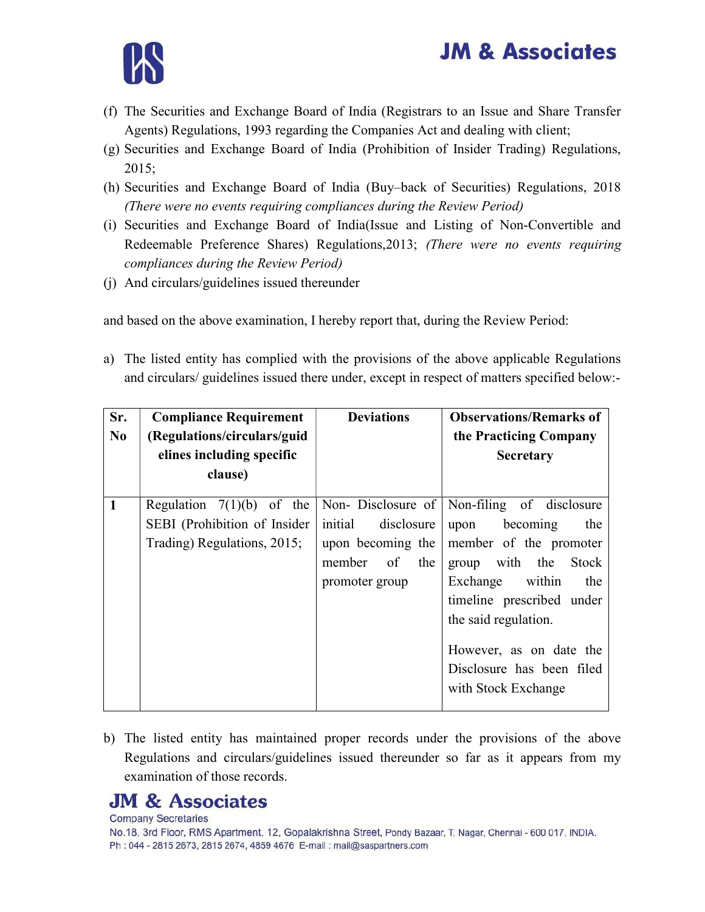(f) The Securities and Exchange Board of India (Registrars to an Issue and Share Transfer Agents) Regulations, 1993 regarding the Companies Act and dealing with client;

(g) Securities and Exchange Board of India (Prohibition of Insider Trading) Regulations, 2015;

(h) Securities and Exchange Board of India (Buy–back of Securities) Regulations, 2018 *(There were no events requiring compliances during the Review Period)*

(i) Securities and Exchange Board of India(Issue and Listing of Non-Convertible and Redeemable Preference Shares) Regulations,2013; *(There were no events requiring compliances during the Review Period)*

(j) And circulars/guidelines issued thereunder

and based on the above examination, I hereby report that, during the Review Period:

a) The listed entity has complied with the provisions of the above applicable Regulations and circulars/ guidelines issued there under, except in respect of matters specified below:-

| Sr. No | Compliance Requirement (Regulations/circulars/guidelines including specific clause) | Deviations | Observations/Remarks of the Practicing Company Secretary |
|---|---|---|---|
| 1 | Regulation 7(1)(b) of the SEBI (Prohibition of Insider Trading) Regulations, 2015; | Non- Disclosure of initial disclosure upon becoming the member of the promoter group | Non-filing of disclosure upon becoming the member of the promoter group with the Stock Exchange within the timeline prescribed under the said regulation.<br><br>However, as on date the Disclosure has been filed with Stock Exchange |

b) The listed entity has maintained proper records under the provisions of the above Regulations and circulars/guidelines issued thereunder so far as it appears from my examination of those records.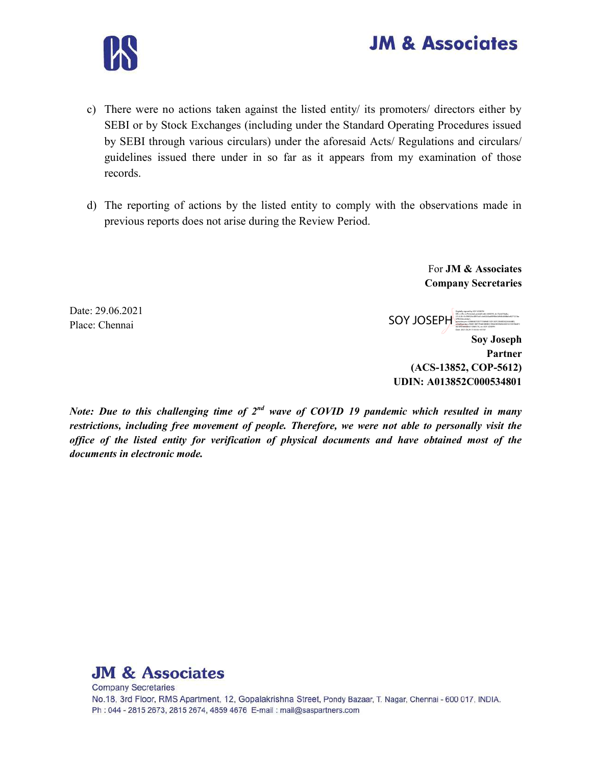c) There were no actions taken against the listed entity/ its promoters/ directors either by SEBI or by Stock Exchanges (including under the Standard Operating Procedures issued by SEBI through various circulars) under the aforesaid Acts/ Regulations and circulars/ guidelines issued there under in so far as it appears from my examination of those records.

d) The reporting of actions by the listed entity to comply with the observations made in previous reports does not arise during the Review Period.

For **JM & Associates**
**Company Secretaries**

Date: 29.06.2021
Place: Chennai

SOY JOSEPH

**Soy Joseph**
**Partner**
**(ACS-13852, COP-5612)**
**UDIN: A013852C000534801**

***Note: Due to this challenging time of 2nd wave of COVID 19 pandemic which resulted in many restrictions, including free movement of people. Therefore, we were not able to personally visit the office of the listed entity for verification of physical documents and have obtained most of the documents in electronic mode.***

**JM & Associates**
Company Secretaries
No.18, 3rd Floor, RMS Apartment, 12, Gopalakrishna Street, Pondy Bazaar, T. Nagar, Chennai - 600 017, INDIA.
Ph : 044 - 2815 2673, 2815 2674, 4859 4676 E-mail : mail@saspartners.com